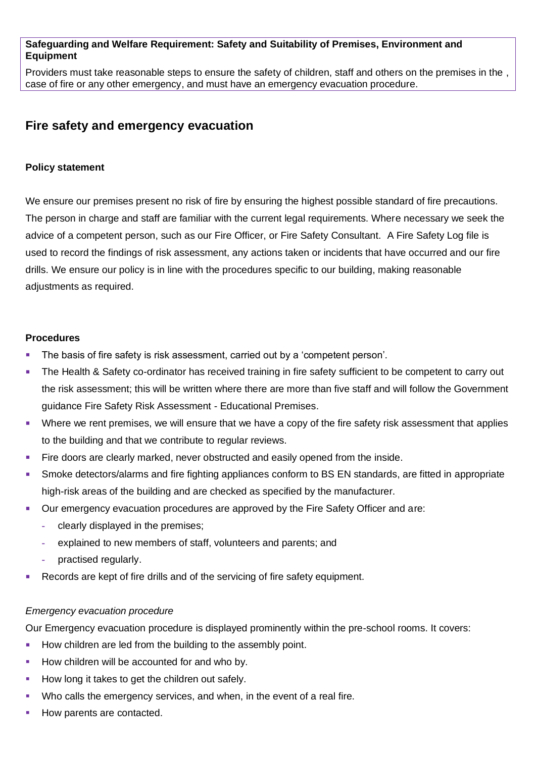**Safeguarding and Welfare Requirement: Safety and Suitability of Premises, Environment and Equipment**

Providers must take reasonable steps to ensure the safety of children, staff and others on the premises in the , case of fire or any other emergency, and must have an emergency evacuation procedure.

## Fire safety and emergency evacuation

### Policy statement

We ensure our premises present no risk of fire by ensuring the highest possible standard of fire precautions. The person in charge and staff are familiar with the current legal requirements. Where necessary we seek the advice of a competent person, such as our Fire Officer, or Fire Safety Consultant. A Fire Safety Log file is used to record the findings of risk assessment, any actions taken or incidents that have occurred and our fire drills. We ensure our policy is in line with the procedures specific to our building, making reasonable adjustments as required.

### Procedures

- The basis of fire safety is risk assessment, carried out by a 'competent person'.
- The Health & Safety co-ordinator has received training in fire safety sufficient to be competent to carry out the risk assessment; this will be written where there are more than five staff and will follow the Government guidance Fire Safety Risk Assessment - Educational Premises.
- Where we rent premises, we will ensure that we have a copy of the fire safety risk assessment that applies to the building and that we contribute to regular reviews.
- Fire doors are clearly marked, never obstructed and easily opened from the inside.
- Smoke detectors/alarms and fire fighting appliances conform to BS EN standards, are fitted in appropriate high-risk areas of the building and are checked as specified by the manufacturer.
- Our emergency evacuation procedures are approved by the Fire Safety Officer and are:
  - clearly displayed in the premises;
  - explained to new members of staff, volunteers and parents; and
  - practised regularly.
- Records are kept of fire drills and of the servicing of fire safety equipment.

*Emergency evacuation procedure*

Our Emergency evacuation procedure is displayed prominently within the pre-school rooms. It covers:

- How children are led from the building to the assembly point.
- How children will be accounted for and who by.
- How long it takes to get the children out safely.
- Who calls the emergency services, and when, in the event of a real fire.
- How parents are contacted.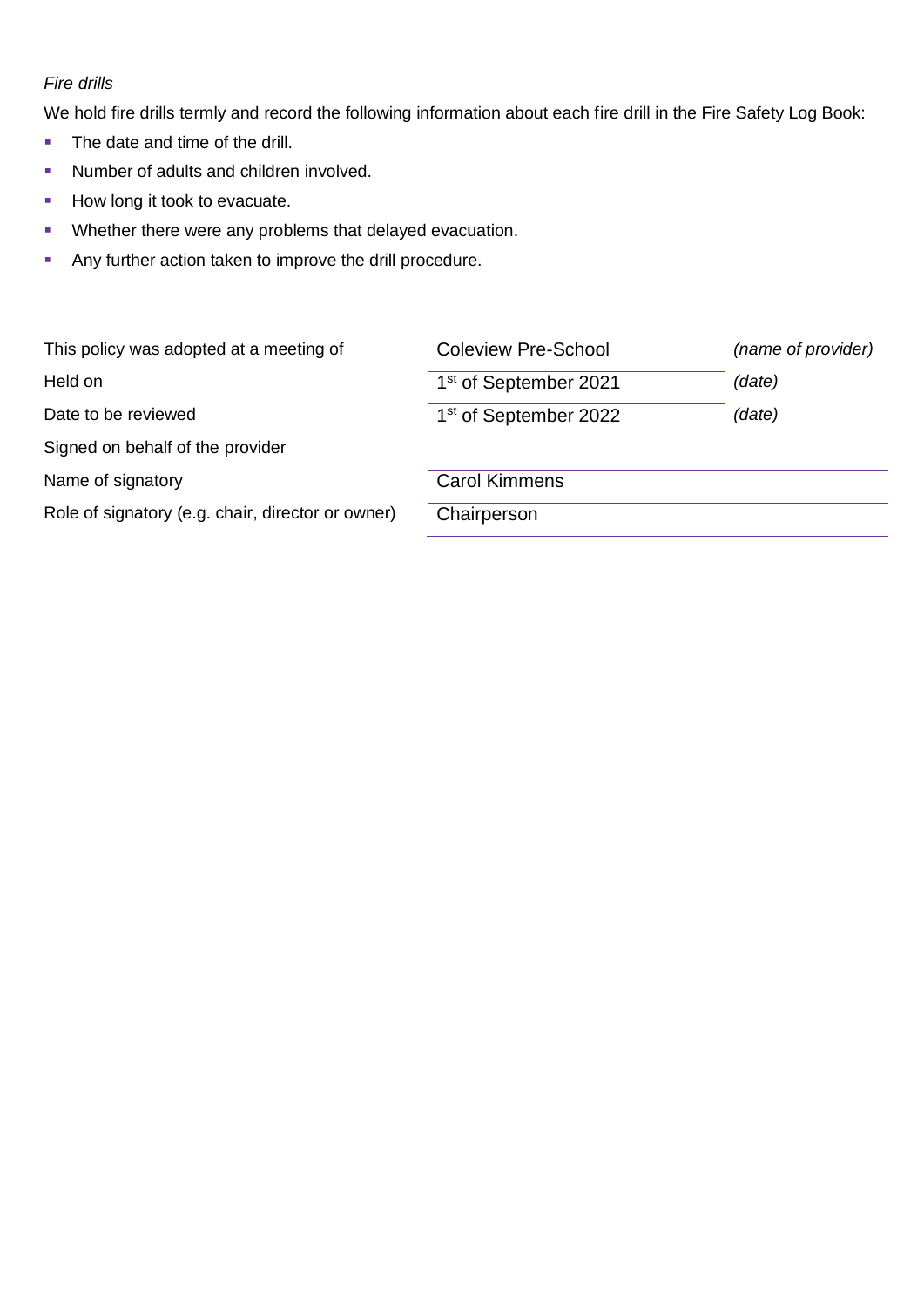*Fire drills*

We hold fire drills termly and record the following information about each fire drill in the Fire Safety Log Book:

- The date and time of the drill.
- Number of adults and children involved.
- How long it took to evacuate.
- Whether there were any problems that delayed evacuation.
- Any further action taken to improve the drill procedure.

| | | |
|---|---|---|
| This policy was adopted at a meeting of | Coleview Pre-School | *(name of provider)* |
| Held on | 1st of September 2021 | *(date)* |
| Date to be reviewed | 1st of September 2022 | *(date)* |
| Signed on behalf of the provider | | |
| Name of signatory | Carol Kimmens | |
| Role of signatory (e.g. chair, director or owner) | Chairperson | |